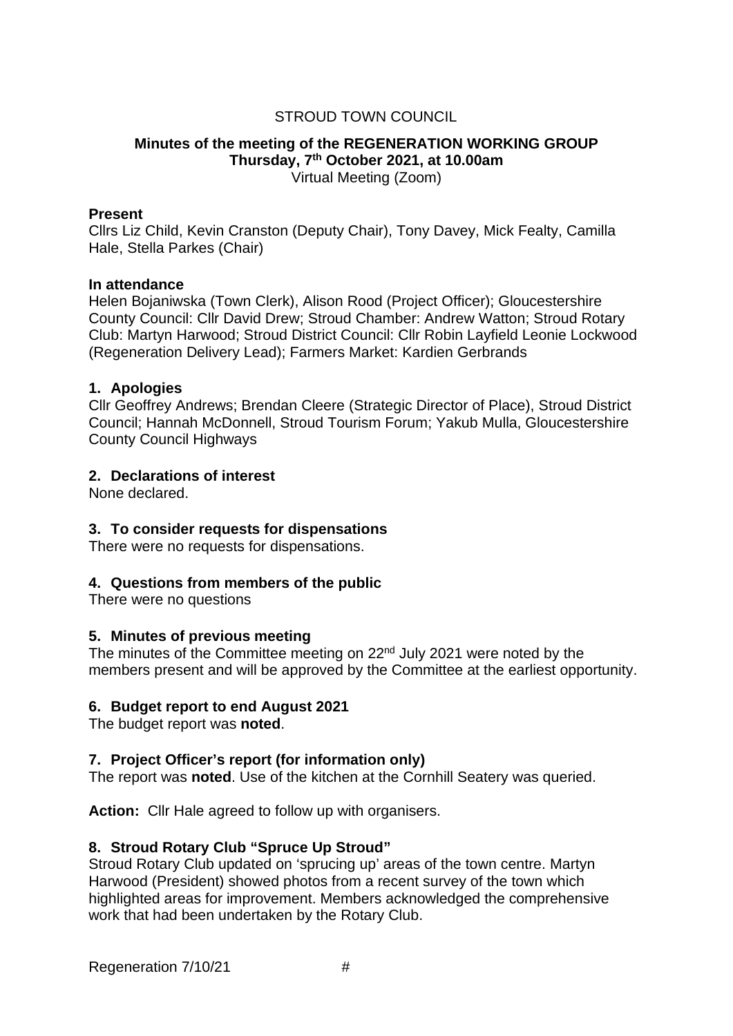STROUD TOWN COUNCIL

**Minutes of the meeting of the REGENERATION WORKING GROUP**
**Thursday, 7th October 2021, at 10.00am**
Virtual Meeting (Zoom)

**Present**
Cllrs Liz Child, Kevin Cranston (Deputy Chair), Tony Davey, Mick Fealty, Camilla Hale, Stella Parkes (Chair)

**In attendance**
Helen Bojaniwska (Town Clerk), Alison Rood (Project Officer); Gloucestershire County Council: Cllr David Drew; Stroud Chamber: Andrew Watton; Stroud Rotary Club: Martyn Harwood; Stroud District Council: Cllr Robin Layfield Leonie Lockwood (Regeneration Delivery Lead); Farmers Market: Kardien Gerbrands

## 1. Apologies

Cllr Geoffrey Andrews; Brendan Cleere (Strategic Director of Place), Stroud District Council; Hannah McDonnell, Stroud Tourism Forum; Yakub Mulla, Gloucestershire County Council Highways

## 2. Declarations of interest

None declared.

## 3. To consider requests for dispensations

There were no requests for dispensations.

## 4. Questions from members of the public

There were no questions

## 5. Minutes of previous meeting

The minutes of the Committee meeting on 22nd July 2021 were noted by the members present and will be approved by the Committee at the earliest opportunity.

## 6. Budget report to end August 2021

The budget report was **noted**.

## 7. Project Officer's report (for information only)

The report was **noted**. Use of the kitchen at the Cornhill Seatery was queried.

**Action:** Cllr Hale agreed to follow up with organisers.

## 8. Stroud Rotary Club "Spruce Up Stroud"

Stroud Rotary Club updated on 'sprucing up' areas of the town centre. Martyn Harwood (President) showed photos from a recent survey of the town which highlighted areas for improvement. Members acknowledged the comprehensive work that had been undertaken by the Rotary Club.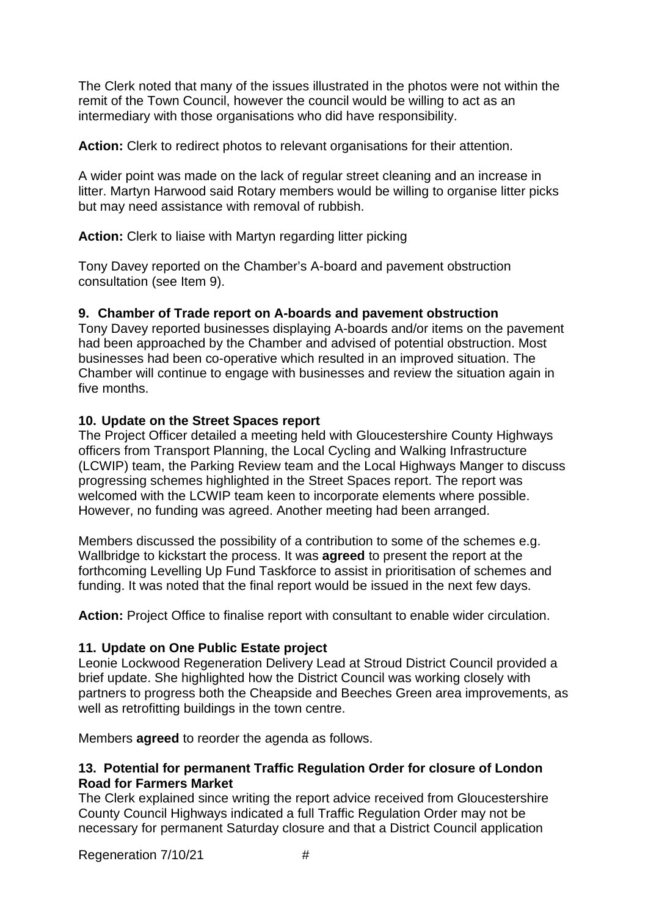The Clerk noted that many of the issues illustrated in the photos were not within the remit of the Town Council, however the council would be willing to act as an intermediary with those organisations who did have responsibility.

**Action:** Clerk to redirect photos to relevant organisations for their attention.

A wider point was made on the lack of regular street cleaning and an increase in litter. Martyn Harwood said Rotary members would be willing to organise litter picks but may need assistance with removal of rubbish.

**Action:** Clerk to liaise with Martyn regarding litter picking

Tony Davey reported on the Chamber's A-board and pavement obstruction consultation (see Item 9).

### 9. Chamber of Trade report on A-boards and pavement obstruction

Tony Davey reported businesses displaying A-boards and/or items on the pavement had been approached by the Chamber and advised of potential obstruction. Most businesses had been co-operative which resulted in an improved situation. The Chamber will continue to engage with businesses and review the situation again in five months.

### 10. Update on the Street Spaces report

The Project Officer detailed a meeting held with Gloucestershire County Highways officers from Transport Planning, the Local Cycling and Walking Infrastructure (LCWIP) team, the Parking Review team and the Local Highways Manger to discuss progressing schemes highlighted in the Street Spaces report. The report was welcomed with the LCWIP team keen to incorporate elements where possible. However, no funding was agreed. Another meeting had been arranged.

Members discussed the possibility of a contribution to some of the schemes e.g. Wallbridge to kickstart the process. It was **agreed** to present the report at the forthcoming Levelling Up Fund Taskforce to assist in prioritisation of schemes and funding. It was noted that the final report would be issued in the next few days.

**Action:** Project Office to finalise report with consultant to enable wider circulation.

### 11. Update on One Public Estate project

Leonie Lockwood Regeneration Delivery Lead at Stroud District Council provided a brief update. She highlighted how the District Council was working closely with partners to progress both the Cheapside and Beeches Green area improvements, as well as retrofitting buildings in the town centre.

Members **agreed** to reorder the agenda as follows.

### 13. Potential for permanent Traffic Regulation Order for closure of London Road for Farmers Market

The Clerk explained since writing the report advice received from Gloucestershire County Council Highways indicated a full Traffic Regulation Order may not be necessary for permanent Saturday closure and that a District Council application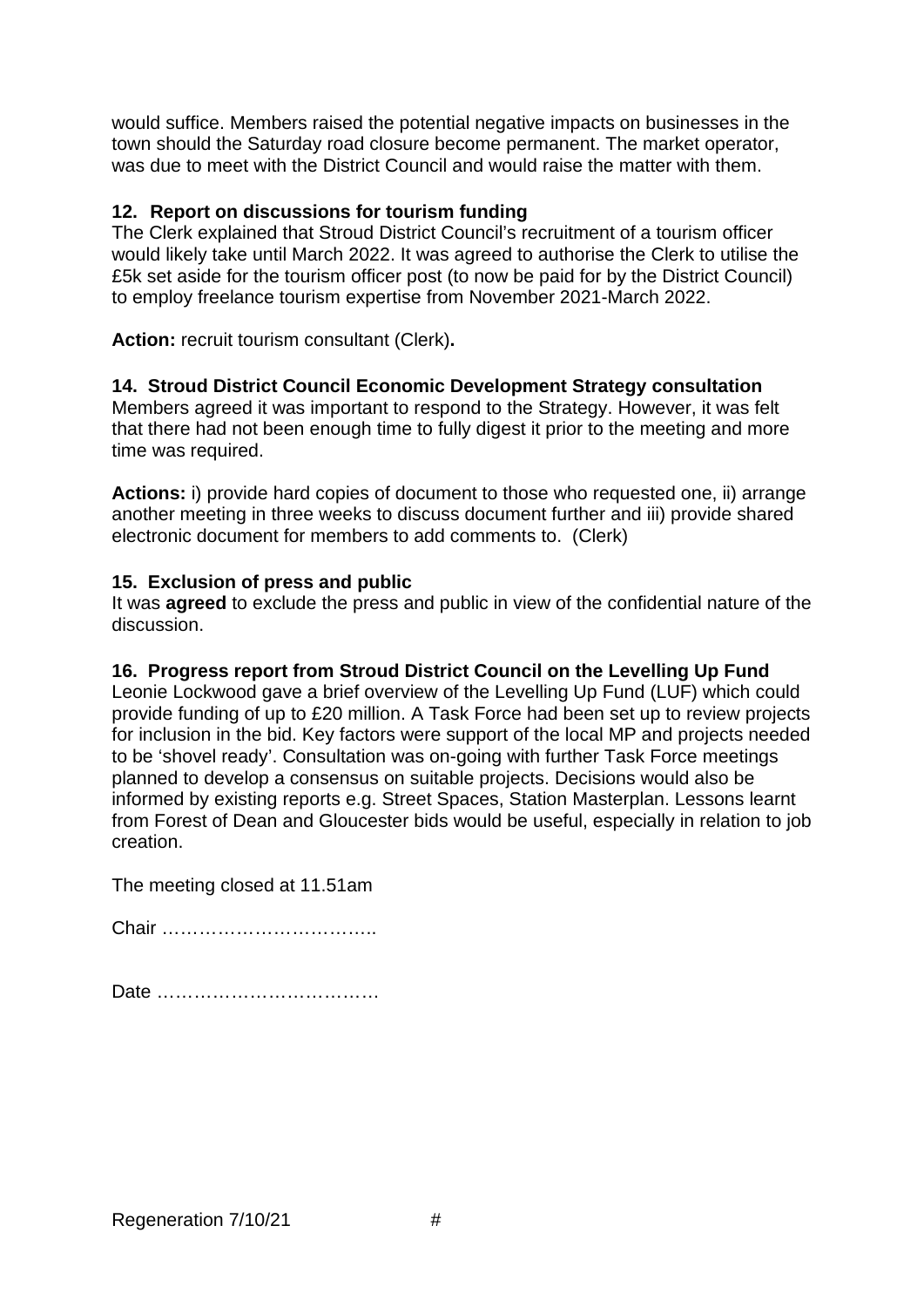would suffice. Members raised the potential negative impacts on businesses in the town should the Saturday road closure become permanent. The market operator, was due to meet with the District Council and would raise the matter with them.

**12. Report on discussions for tourism funding**

The Clerk explained that Stroud District Council's recruitment of a tourism officer would likely take until March 2022. It was agreed to authorise the Clerk to utilise the £5k set aside for the tourism officer post (to now be paid for by the District Council) to employ freelance tourism expertise from November 2021-March 2022.

**Action:** recruit tourism consultant (Clerk)**.**

**14. Stroud District Council Economic Development Strategy consultation**

Members agreed it was important to respond to the Strategy. However, it was felt that there had not been enough time to fully digest it prior to the meeting and more time was required.

**Actions:** i) provide hard copies of document to those who requested one, ii) arrange another meeting in three weeks to discuss document further and iii) provide shared electronic document for members to add comments to. (Clerk)

**15. Exclusion of press and public**

It was **agreed** to exclude the press and public in view of the confidential nature of the discussion.

**16. Progress report from Stroud District Council on the Levelling Up Fund**

Leonie Lockwood gave a brief overview of the Levelling Up Fund (LUF) which could provide funding of up to £20 million. A Task Force had been set up to review projects for inclusion in the bid. Key factors were support of the local MP and projects needed to be 'shovel ready'. Consultation was on-going with further Task Force meetings planned to develop a consensus on suitable projects. Decisions would also be informed by existing reports e.g. Street Spaces, Station Masterplan. Lessons learnt from Forest of Dean and Gloucester bids would be useful, especially in relation to job creation.

The meeting closed at 11.51am

Chair ……………………………..

Date ………………………………